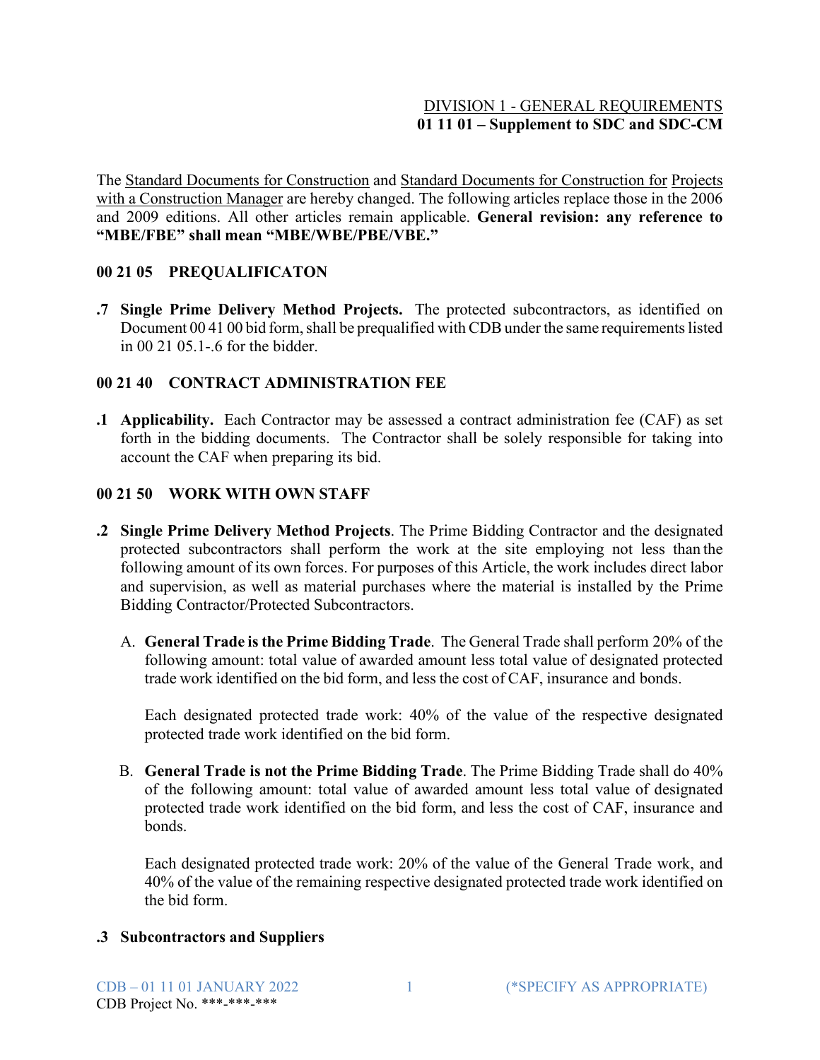DIVISION 1 - GENERAL REQUIREMENTS
**01 11 01 – Supplement to SDC and SDC-CM**

The Standard Documents for Construction and Standard Documents for Construction for Projects with a Construction Manager are hereby changed. The following articles replace those in the 2006 and 2009 editions. All other articles remain applicable. **General revision: any reference to "MBE/FBE" shall mean "MBE/WBE/PBE/VBE."**

## 00 21 05 PREQUALIFICATON

**.7 Single Prime Delivery Method Projects.** The protected subcontractors, as identified on Document 00 41 00 bid form, shall be prequalified with CDB under the same requirements listed in 00 21 05.1-.6 for the bidder.

## 00 21 40 CONTRACT ADMINISTRATION FEE

**.1 Applicability.** Each Contractor may be assessed a contract administration fee (CAF) as set forth in the bidding documents. The Contractor shall be solely responsible for taking into account the CAF when preparing its bid.

## 00 21 50 WORK WITH OWN STAFF

**.2 Single Prime Delivery Method Projects**. The Prime Bidding Contractor and the designated protected subcontractors shall perform the work at the site employing not less than the following amount of its own forces. For purposes of this Article, the work includes direct labor and supervision, as well as material purchases where the material is installed by the Prime Bidding Contractor/Protected Subcontractors.

A. **General Trade is the Prime Bidding Trade**. The General Trade shall perform 20% of the following amount: total value of awarded amount less total value of designated protected trade work identified on the bid form, and less the cost of CAF, insurance and bonds.

   Each designated protected trade work: 40% of the value of the respective designated protected trade work identified on the bid form.

B. **General Trade is not the Prime Bidding Trade**. The Prime Bidding Trade shall do 40% of the following amount: total value of awarded amount less total value of designated protected trade work identified on the bid form, and less the cost of CAF, insurance and bonds.

   Each designated protected trade work: 20% of the value of the General Trade work, and 40% of the value of the remaining respective designated protected trade work identified on the bid form.

**.3 Subcontractors and Suppliers**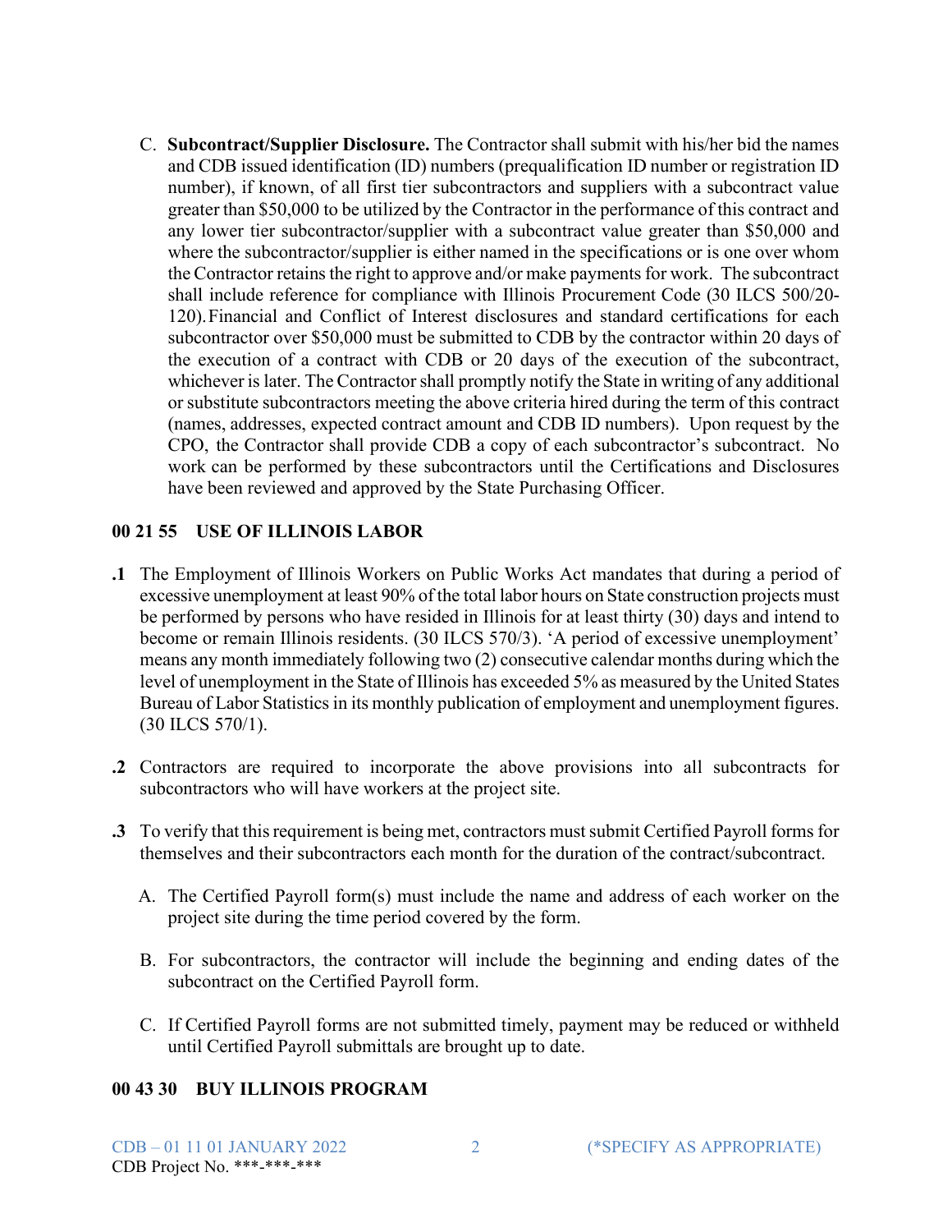C. **Subcontract/Supplier Disclosure.** The Contractor shall submit with his/her bid the names and CDB issued identification (ID) numbers (prequalification ID number or registration ID number), if known, of all first tier subcontractors and suppliers with a subcontract value greater than $50,000 to be utilized by the Contractor in the performance of this contract and any lower tier subcontractor/supplier with a subcontract value greater than $50,000 and where the subcontractor/supplier is either named in the specifications or is one over whom the Contractor retains the right to approve and/or make payments for work. The subcontract shall include reference for compliance with Illinois Procurement Code (30 ILCS 500/20-120). Financial and Conflict of Interest disclosures and standard certifications for each subcontractor over $50,000 must be submitted to CDB by the contractor within 20 days of the execution of a contract with CDB or 20 days of the execution of the subcontract, whichever is later. The Contractor shall promptly notify the State in writing of any additional or substitute subcontractors meeting the above criteria hired during the term of this contract (names, addresses, expected contract amount and CDB ID numbers). Upon request by the CPO, the Contractor shall provide CDB a copy of each subcontractor's subcontract. No work can be performed by these subcontractors until the Certifications and Disclosures have been reviewed and approved by the State Purchasing Officer.

## 00 21 55 USE OF ILLINOIS LABOR

**.1** The Employment of Illinois Workers on Public Works Act mandates that during a period of excessive unemployment at least 90% of the total labor hours on State construction projects must be performed by persons who have resided in Illinois for at least thirty (30) days and intend to become or remain Illinois residents. (30 ILCS 570/3). 'A period of excessive unemployment' means any month immediately following two (2) consecutive calendar months during which the level of unemployment in the State of Illinois has exceeded 5% as measured by the United States Bureau of Labor Statistics in its monthly publication of employment and unemployment figures. (30 ILCS 570/1).

**.2** Contractors are required to incorporate the above provisions into all subcontracts for subcontractors who will have workers at the project site.

**.3** To verify that this requirement is being met, contractors must submit Certified Payroll forms for themselves and their subcontractors each month for the duration of the contract/subcontract.

A. The Certified Payroll form(s) must include the name and address of each worker on the project site during the time period covered by the form.

B. For subcontractors, the contractor will include the beginning and ending dates of the subcontract on the Certified Payroll form.

C. If Certified Payroll forms are not submitted timely, payment may be reduced or withheld until Certified Payroll submittals are brought up to date.

## 00 43 30 BUY ILLINOIS PROGRAM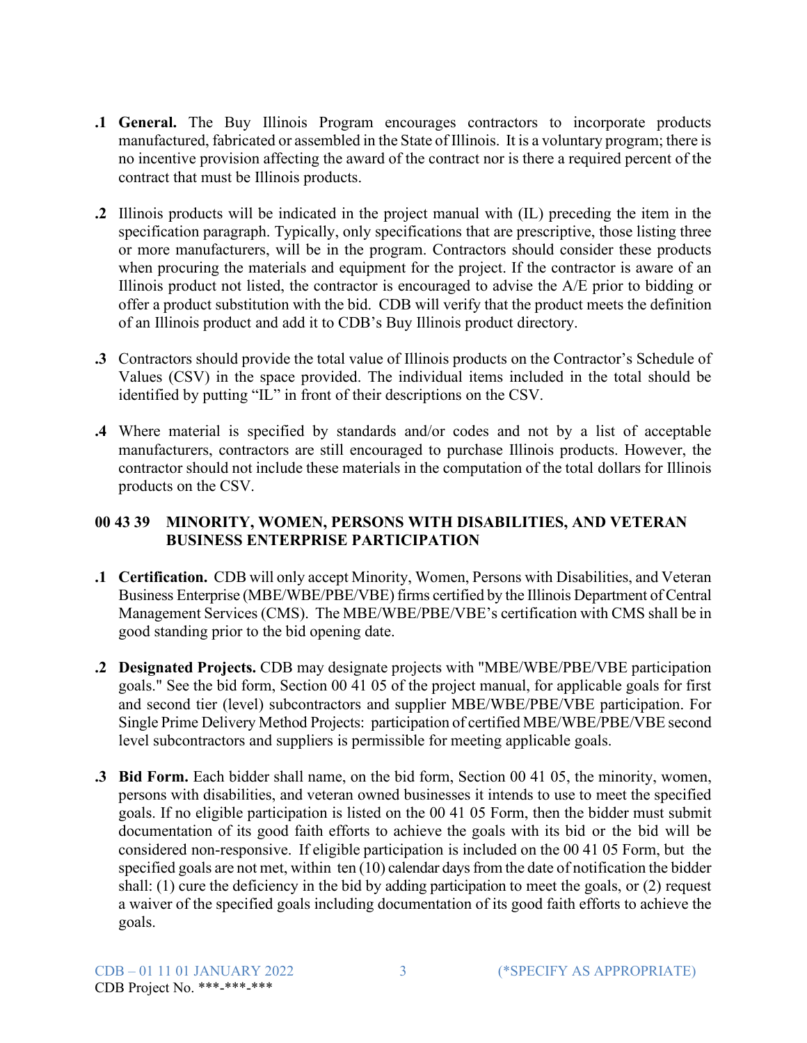**.1 General.** The Buy Illinois Program encourages contractors to incorporate products manufactured, fabricated or assembled in the State of Illinois. It is a voluntary program; there is no incentive provision affecting the award of the contract nor is there a required percent of the contract that must be Illinois products.

**.2** Illinois products will be indicated in the project manual with (IL) preceding the item in the specification paragraph. Typically, only specifications that are prescriptive, those listing three or more manufacturers, will be in the program. Contractors should consider these products when procuring the materials and equipment for the project. If the contractor is aware of an Illinois product not listed, the contractor is encouraged to advise the A/E prior to bidding or offer a product substitution with the bid. CDB will verify that the product meets the definition of an Illinois product and add it to CDB's Buy Illinois product directory.

**.3** Contractors should provide the total value of Illinois products on the Contractor's Schedule of Values (CSV) in the space provided. The individual items included in the total should be identified by putting "IL" in front of their descriptions on the CSV.

**.4** Where material is specified by standards and/or codes and not by a list of acceptable manufacturers, contractors are still encouraged to purchase Illinois products. However, the contractor should not include these materials in the computation of the total dollars for Illinois products on the CSV.

## 00 43 39 MINORITY, WOMEN, PERSONS WITH DISABILITIES, AND VETERAN BUSINESS ENTERPRISE PARTICIPATION

**.1 Certification.** CDB will only accept Minority, Women, Persons with Disabilities, and Veteran Business Enterprise (MBE/WBE/PBE/VBE) firms certified by the Illinois Department of Central Management Services (CMS). The MBE/WBE/PBE/VBE's certification with CMS shall be in good standing prior to the bid opening date.

**.2 Designated Projects.** CDB may designate projects with "MBE/WBE/PBE/VBE participation goals." See the bid form, Section 00 41 05 of the project manual, for applicable goals for first and second tier (level) subcontractors and supplier MBE/WBE/PBE/VBE participation. For Single Prime Delivery Method Projects: participation of certified MBE/WBE/PBE/VBE second level subcontractors and suppliers is permissible for meeting applicable goals.

**.3 Bid Form.** Each bidder shall name, on the bid form, Section 00 41 05, the minority, women, persons with disabilities, and veteran owned businesses it intends to use to meet the specified goals. If no eligible participation is listed on the 00 41 05 Form, then the bidder must submit documentation of its good faith efforts to achieve the goals with its bid or the bid will be considered non-responsive. If eligible participation is included on the 00 41 05 Form, but the specified goals are not met, within ten (10) calendar days from the date of notification the bidder shall: (1) cure the deficiency in the bid by adding participation to meet the goals, or (2) request a waiver of the specified goals including documentation of its good faith efforts to achieve the goals.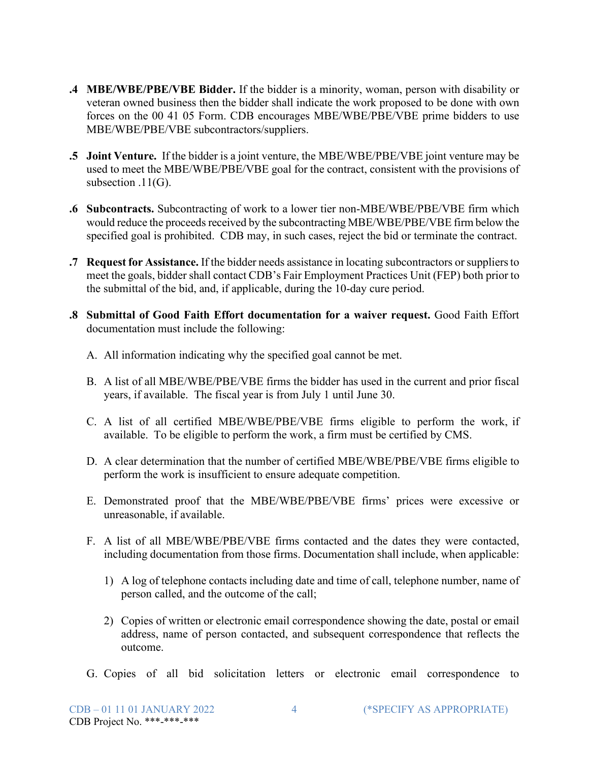**.4 MBE/WBE/PBE/VBE Bidder.** If the bidder is a minority, woman, person with disability or veteran owned business then the bidder shall indicate the work proposed to be done with own forces on the 00 41 05 Form. CDB encourages MBE/WBE/PBE/VBE prime bidders to use MBE/WBE/PBE/VBE subcontractors/suppliers.

**.5 Joint Venture.** If the bidder is a joint venture, the MBE/WBE/PBE/VBE joint venture may be used to meet the MBE/WBE/PBE/VBE goal for the contract, consistent with the provisions of subsection .11(G).

**.6 Subcontracts.** Subcontracting of work to a lower tier non-MBE/WBE/PBE/VBE firm which would reduce the proceeds received by the subcontracting MBE/WBE/PBE/VBE firm below the specified goal is prohibited. CDB may, in such cases, reject the bid or terminate the contract.

**.7 Request for Assistance.** If the bidder needs assistance in locating subcontractors or suppliers to meet the goals, bidder shall contact CDB's Fair Employment Practices Unit (FEP) both prior to the submittal of the bid, and, if applicable, during the 10-day cure period.

**.8 Submittal of Good Faith Effort documentation for a waiver request.** Good Faith Effort documentation must include the following:

A. All information indicating why the specified goal cannot be met.

B. A list of all MBE/WBE/PBE/VBE firms the bidder has used in the current and prior fiscal years, if available. The fiscal year is from July 1 until June 30.

C. A list of all certified MBE/WBE/PBE/VBE firms eligible to perform the work, if available. To be eligible to perform the work, a firm must be certified by CMS.

D. A clear determination that the number of certified MBE/WBE/PBE/VBE firms eligible to perform the work is insufficient to ensure adequate competition.

E. Demonstrated proof that the MBE/WBE/PBE/VBE firms' prices were excessive or unreasonable, if available.

F. A list of all MBE/WBE/PBE/VBE firms contacted and the dates they were contacted, including documentation from those firms. Documentation shall include, when applicable:

1) A log of telephone contacts including date and time of call, telephone number, name of person called, and the outcome of the call;

2) Copies of written or electronic email correspondence showing the date, postal or email address, name of person contacted, and subsequent correspondence that reflects the outcome.

G. Copies of all bid solicitation letters or electronic email correspondence to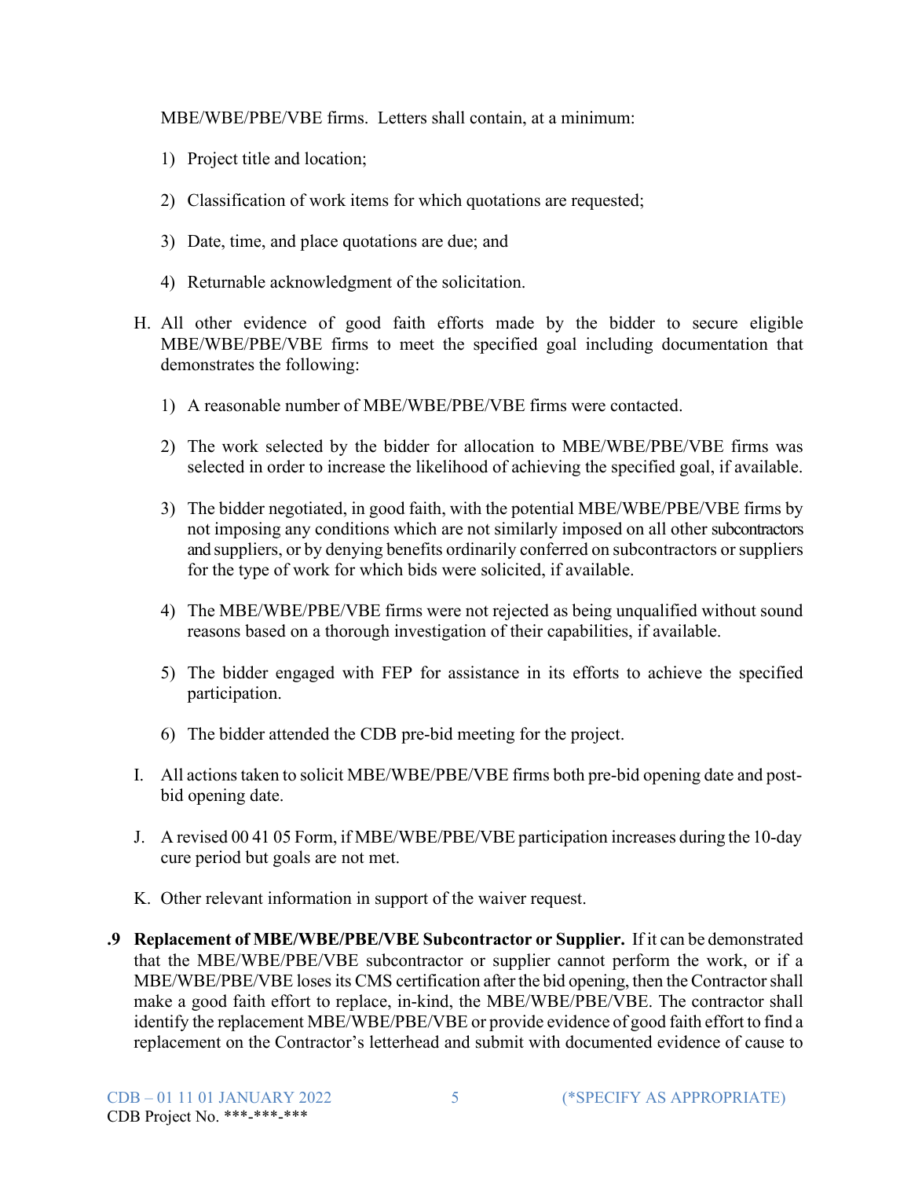MBE/WBE/PBE/VBE firms. Letters shall contain, at a minimum:

1) Project title and location;

2) Classification of work items for which quotations are requested;

3) Date, time, and place quotations are due; and

4) Returnable acknowledgment of the solicitation.

H. All other evidence of good faith efforts made by the bidder to secure eligible MBE/WBE/PBE/VBE firms to meet the specified goal including documentation that demonstrates the following:

1) A reasonable number of MBE/WBE/PBE/VBE firms were contacted.

2) The work selected by the bidder for allocation to MBE/WBE/PBE/VBE firms was selected in order to increase the likelihood of achieving the specified goal, if available.

3) The bidder negotiated, in good faith, with the potential MBE/WBE/PBE/VBE firms by not imposing any conditions which are not similarly imposed on all other subcontractors and suppliers, or by denying benefits ordinarily conferred on subcontractors or suppliers for the type of work for which bids were solicited, if available.

4) The MBE/WBE/PBE/VBE firms were not rejected as being unqualified without sound reasons based on a thorough investigation of their capabilities, if available.

5) The bidder engaged with FEP for assistance in its efforts to achieve the specified participation.

6) The bidder attended the CDB pre-bid meeting for the project.

I. All actions taken to solicit MBE/WBE/PBE/VBE firms both pre-bid opening date and post-bid opening date.

J. A revised 00 41 05 Form, if MBE/WBE/PBE/VBE participation increases during the 10-day cure period but goals are not met.

K. Other relevant information in support of the waiver request.

**.9 Replacement of MBE/WBE/PBE/VBE Subcontractor or Supplier.** If it can be demonstrated that the MBE/WBE/PBE/VBE subcontractor or supplier cannot perform the work, or if a MBE/WBE/PBE/VBE loses its CMS certification after the bid opening, then the Contractor shall make a good faith effort to replace, in-kind, the MBE/WBE/PBE/VBE. The contractor shall identify the replacement MBE/WBE/PBE/VBE or provide evidence of good faith effort to find a replacement on the Contractor's letterhead and submit with documented evidence of cause to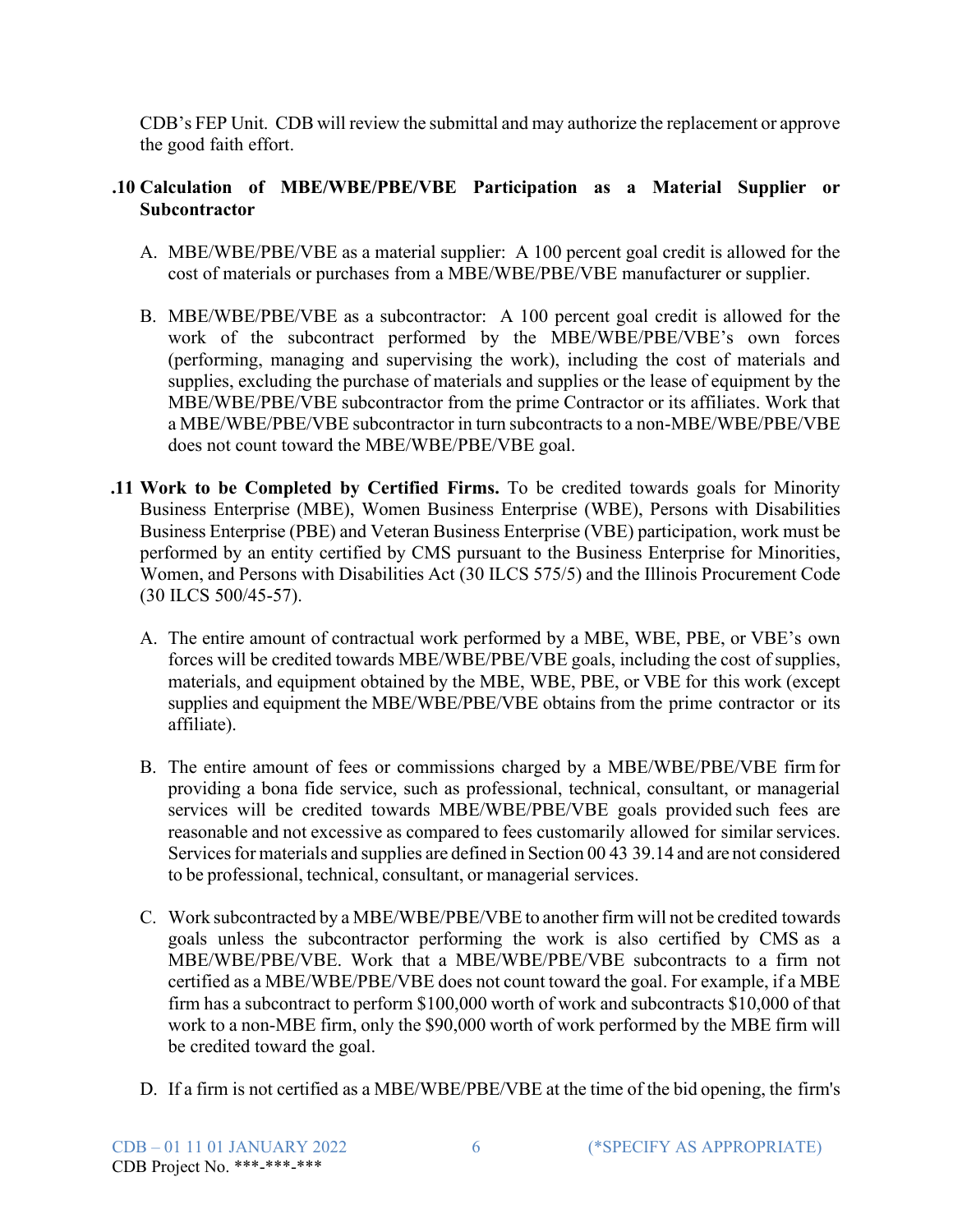CDB's FEP Unit. CDB will review the submittal and may authorize the replacement or approve the good faith effort.

**.10 Calculation of MBE/WBE/PBE/VBE Participation as a Material Supplier or Subcontractor**

A. MBE/WBE/PBE/VBE as a material supplier: A 100 percent goal credit is allowed for the cost of materials or purchases from a MBE/WBE/PBE/VBE manufacturer or supplier.

B. MBE/WBE/PBE/VBE as a subcontractor: A 100 percent goal credit is allowed for the work of the subcontract performed by the MBE/WBE/PBE/VBE's own forces (performing, managing and supervising the work), including the cost of materials and supplies, excluding the purchase of materials and supplies or the lease of equipment by the MBE/WBE/PBE/VBE subcontractor from the prime Contractor or its affiliates. Work that a MBE/WBE/PBE/VBE subcontractor in turn subcontracts to a non-MBE/WBE/PBE/VBE does not count toward the MBE/WBE/PBE/VBE goal.

**.11 Work to be Completed by Certified Firms.** To be credited towards goals for Minority Business Enterprise (MBE), Women Business Enterprise (WBE), Persons with Disabilities Business Enterprise (PBE) and Veteran Business Enterprise (VBE) participation, work must be performed by an entity certified by CMS pursuant to the Business Enterprise for Minorities, Women, and Persons with Disabilities Act (30 ILCS 575/5) and the Illinois Procurement Code (30 ILCS 500/45-57).

A. The entire amount of contractual work performed by a MBE, WBE, PBE, or VBE's own forces will be credited towards MBE/WBE/PBE/VBE goals, including the cost of supplies, materials, and equipment obtained by the MBE, WBE, PBE, or VBE for this work (except supplies and equipment the MBE/WBE/PBE/VBE obtains from the prime contractor or its affiliate).

B. The entire amount of fees or commissions charged by a MBE/WBE/PBE/VBE firm for providing a bona fide service, such as professional, technical, consultant, or managerial services will be credited towards MBE/WBE/PBE/VBE goals provided such fees are reasonable and not excessive as compared to fees customarily allowed for similar services. Services for materials and supplies are defined in Section 00 43 39.14 and are not considered to be professional, technical, consultant, or managerial services.

C. Work subcontracted by a MBE/WBE/PBE/VBE to another firm will not be credited towards goals unless the subcontractor performing the work is also certified by CMS as a MBE/WBE/PBE/VBE. Work that a MBE/WBE/PBE/VBE subcontracts to a firm not certified as a MBE/WBE/PBE/VBE does not count toward the goal. For example, if a MBE firm has a subcontract to perform $100,000 worth of work and subcontracts $10,000 of that work to a non-MBE firm, only the $90,000 worth of work performed by the MBE firm will be credited toward the goal.

D. If a firm is not certified as a MBE/WBE/PBE/VBE at the time of the bid opening, the firm's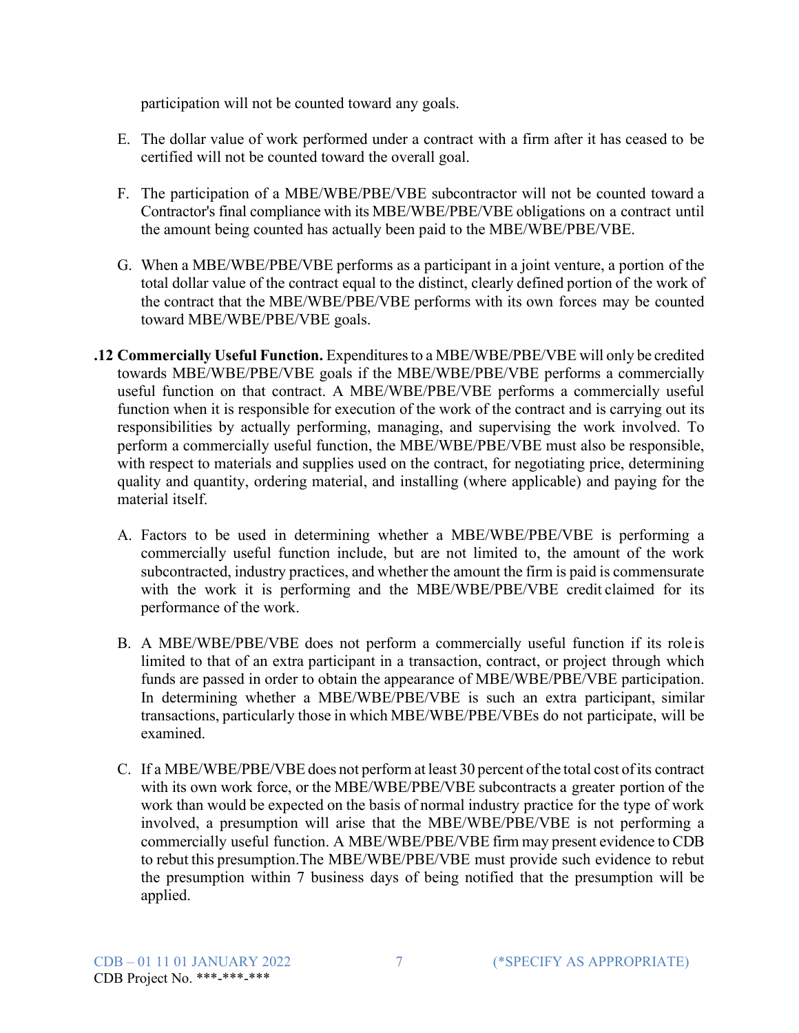participation will not be counted toward any goals.

E. The dollar value of work performed under a contract with a firm after it has ceased to be certified will not be counted toward the overall goal.

F. The participation of a MBE/WBE/PBE/VBE subcontractor will not be counted toward a Contractor's final compliance with its MBE/WBE/PBE/VBE obligations on a contract until the amount being counted has actually been paid to the MBE/WBE/PBE/VBE.

G. When a MBE/WBE/PBE/VBE performs as a participant in a joint venture, a portion of the total dollar value of the contract equal to the distinct, clearly defined portion of the work of the contract that the MBE/WBE/PBE/VBE performs with its own forces may be counted toward MBE/WBE/PBE/VBE goals.

**.12 Commercially Useful Function.** Expenditures to a MBE/WBE/PBE/VBE will only be credited towards MBE/WBE/PBE/VBE goals if the MBE/WBE/PBE/VBE performs a commercially useful function on that contract. A MBE/WBE/PBE/VBE performs a commercially useful function when it is responsible for execution of the work of the contract and is carrying out its responsibilities by actually performing, managing, and supervising the work involved. To perform a commercially useful function, the MBE/WBE/PBE/VBE must also be responsible, with respect to materials and supplies used on the contract, for negotiating price, determining quality and quantity, ordering material, and installing (where applicable) and paying for the material itself.

A. Factors to be used in determining whether a MBE/WBE/PBE/VBE is performing a commercially useful function include, but are not limited to, the amount of the work subcontracted, industry practices, and whether the amount the firm is paid is commensurate with the work it is performing and the MBE/WBE/PBE/VBE credit claimed for its performance of the work.

B. A MBE/WBE/PBE/VBE does not perform a commercially useful function if its role is limited to that of an extra participant in a transaction, contract, or project through which funds are passed in order to obtain the appearance of MBE/WBE/PBE/VBE participation. In determining whether a MBE/WBE/PBE/VBE is such an extra participant, similar transactions, particularly those in which MBE/WBE/PBE/VBEs do not participate, will be examined.

C. If a MBE/WBE/PBE/VBE does not perform at least 30 percent of the total cost of its contract with its own work force, or the MBE/WBE/PBE/VBE subcontracts a greater portion of the work than would be expected on the basis of normal industry practice for the type of work involved, a presumption will arise that the MBE/WBE/PBE/VBE is not performing a commercially useful function. A MBE/WBE/PBE/VBE firm may present evidence to CDB to rebut this presumption.The MBE/WBE/PBE/VBE must provide such evidence to rebut the presumption within 7 business days of being notified that the presumption will be applied.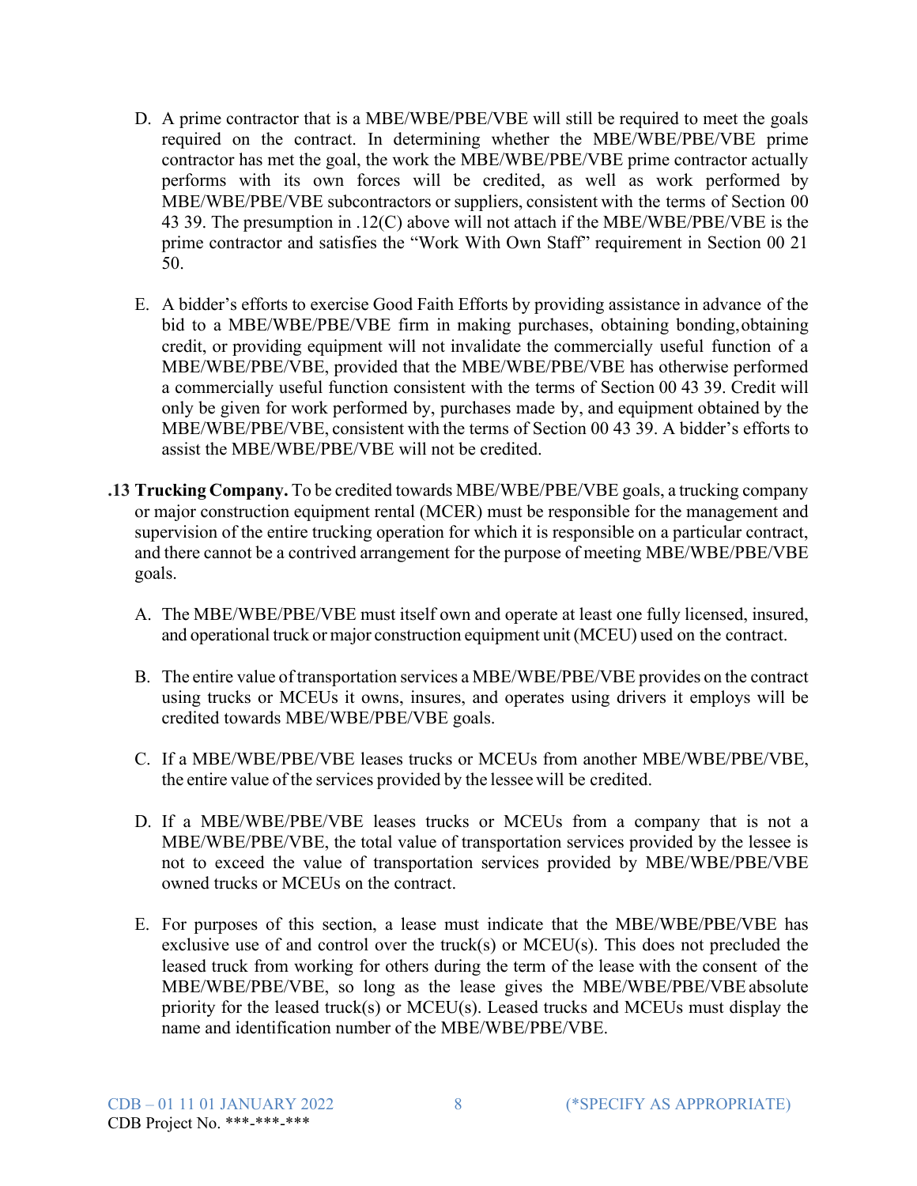D. A prime contractor that is a MBE/WBE/PBE/VBE will still be required to meet the goals required on the contract. In determining whether the MBE/WBE/PBE/VBE prime contractor has met the goal, the work the MBE/WBE/PBE/VBE prime contractor actually performs with its own forces will be credited, as well as work performed by MBE/WBE/PBE/VBE subcontractors or suppliers, consistent with the terms of Section 00 43 39. The presumption in .12(C) above will not attach if the MBE/WBE/PBE/VBE is the prime contractor and satisfies the "Work With Own Staff" requirement in Section 00 21 50.

E. A bidder's efforts to exercise Good Faith Efforts by providing assistance in advance of the bid to a MBE/WBE/PBE/VBE firm in making purchases, obtaining bonding, obtaining credit, or providing equipment will not invalidate the commercially useful function of a MBE/WBE/PBE/VBE, provided that the MBE/WBE/PBE/VBE has otherwise performed a commercially useful function consistent with the terms of Section 00 43 39. Credit will only be given for work performed by, purchases made by, and equipment obtained by the MBE/WBE/PBE/VBE, consistent with the terms of Section 00 43 39. A bidder's efforts to assist the MBE/WBE/PBE/VBE will not be credited.

**.13 Trucking Company.** To be credited towards MBE/WBE/PBE/VBE goals, a trucking company or major construction equipment rental (MCER) must be responsible for the management and supervision of the entire trucking operation for which it is responsible on a particular contract, and there cannot be a contrived arrangement for the purpose of meeting MBE/WBE/PBE/VBE goals.

A. The MBE/WBE/PBE/VBE must itself own and operate at least one fully licensed, insured, and operational truck or major construction equipment unit (MCEU) used on the contract.

B. The entire value of transportation services a MBE/WBE/PBE/VBE provides on the contract using trucks or MCEUs it owns, insures, and operates using drivers it employs will be credited towards MBE/WBE/PBE/VBE goals.

C. If a MBE/WBE/PBE/VBE leases trucks or MCEUs from another MBE/WBE/PBE/VBE, the entire value of the services provided by the lessee will be credited.

D. If a MBE/WBE/PBE/VBE leases trucks or MCEUs from a company that is not a MBE/WBE/PBE/VBE, the total value of transportation services provided by the lessee is not to exceed the value of transportation services provided by MBE/WBE/PBE/VBE owned trucks or MCEUs on the contract.

E. For purposes of this section, a lease must indicate that the MBE/WBE/PBE/VBE has exclusive use of and control over the truck(s) or MCEU(s). This does not precluded the leased truck from working for others during the term of the lease with the consent of the MBE/WBE/PBE/VBE, so long as the lease gives the MBE/WBE/PBE/VBE absolute priority for the leased truck(s) or MCEU(s). Leased trucks and MCEUs must display the name and identification number of the MBE/WBE/PBE/VBE.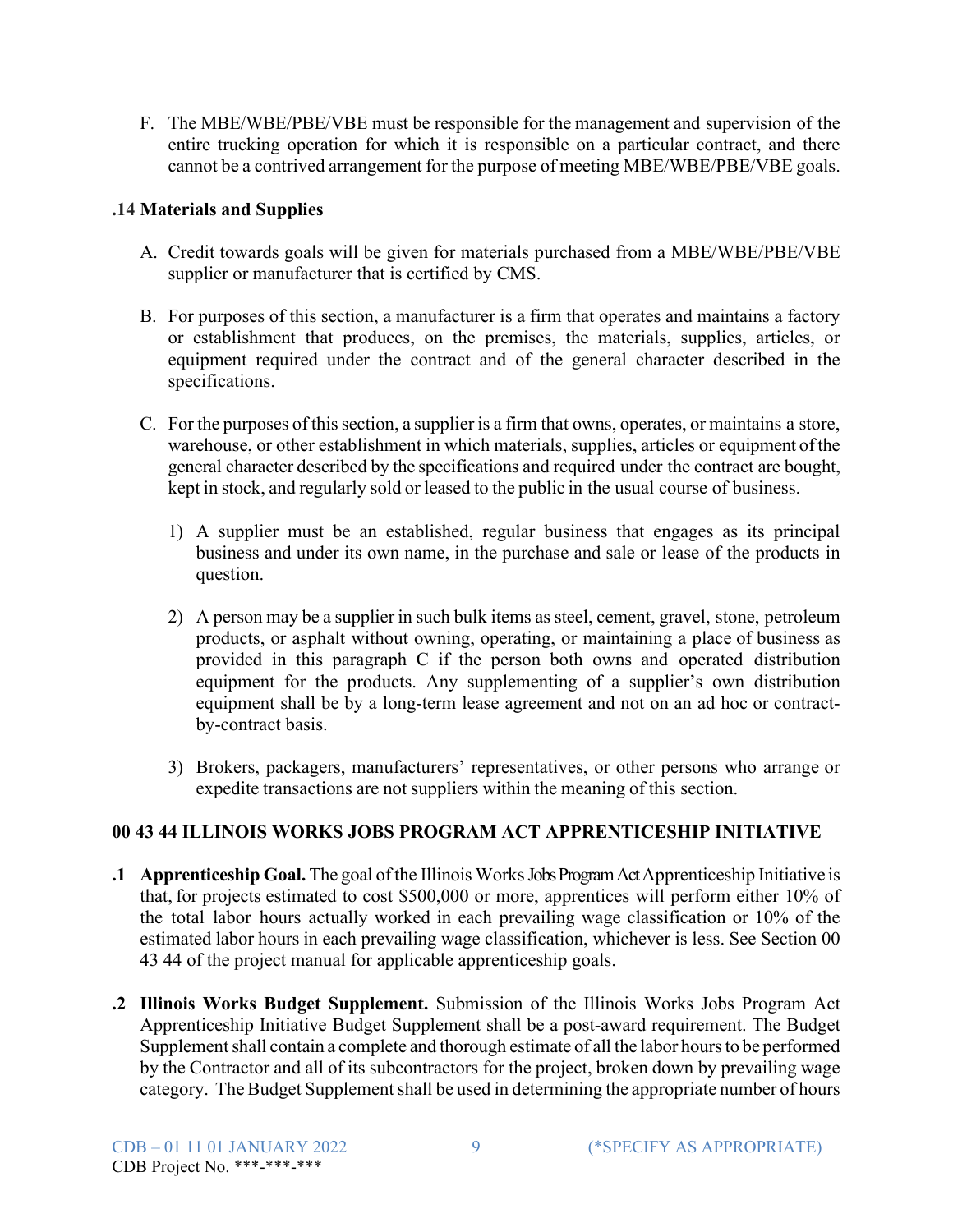F. The MBE/WBE/PBE/VBE must be responsible for the management and supervision of the entire trucking operation for which it is responsible on a particular contract, and there cannot be a contrived arrangement for the purpose of meeting MBE/WBE/PBE/VBE goals.

**.14 Materials and Supplies**

A. Credit towards goals will be given for materials purchased from a MBE/WBE/PBE/VBE supplier or manufacturer that is certified by CMS.

B. For purposes of this section, a manufacturer is a firm that operates and maintains a factory or establishment that produces, on the premises, the materials, supplies, articles, or equipment required under the contract and of the general character described in the specifications.

C. For the purposes of this section, a supplier is a firm that owns, operates, or maintains a store, warehouse, or other establishment in which materials, supplies, articles or equipment of the general character described by the specifications and required under the contract are bought, kept in stock, and regularly sold or leased to the public in the usual course of business.

1) A supplier must be an established, regular business that engages as its principal business and under its own name, in the purchase and sale or lease of the products in question.

2) A person may be a supplier in such bulk items as steel, cement, gravel, stone, petroleum products, or asphalt without owning, operating, or maintaining a place of business as provided in this paragraph C if the person both owns and operated distribution equipment for the products. Any supplementing of a supplier's own distribution equipment shall be by a long-term lease agreement and not on an ad hoc or contract-by-contract basis.

3) Brokers, packagers, manufacturers' representatives, or other persons who arrange or expedite transactions are not suppliers within the meaning of this section.

**00 43 44 ILLINOIS WORKS JOBS PROGRAM ACT APPRENTICESHIP INITIATIVE**

**.1 Apprenticeship Goal.** The goal of the Illinois Works Jobs Program Act Apprenticeship Initiative is that, for projects estimated to cost $500,000 or more, apprentices will perform either 10% of the total labor hours actually worked in each prevailing wage classification or 10% of the estimated labor hours in each prevailing wage classification, whichever is less. See Section 00 43 44 of the project manual for applicable apprenticeship goals.

**.2 Illinois Works Budget Supplement.** Submission of the Illinois Works Jobs Program Act Apprenticeship Initiative Budget Supplement shall be a post-award requirement. The Budget Supplement shall contain a complete and thorough estimate of all the labor hours to be performed by the Contractor and all of its subcontractors for the project, broken down by prevailing wage category. The Budget Supplement shall be used in determining the appropriate number of hours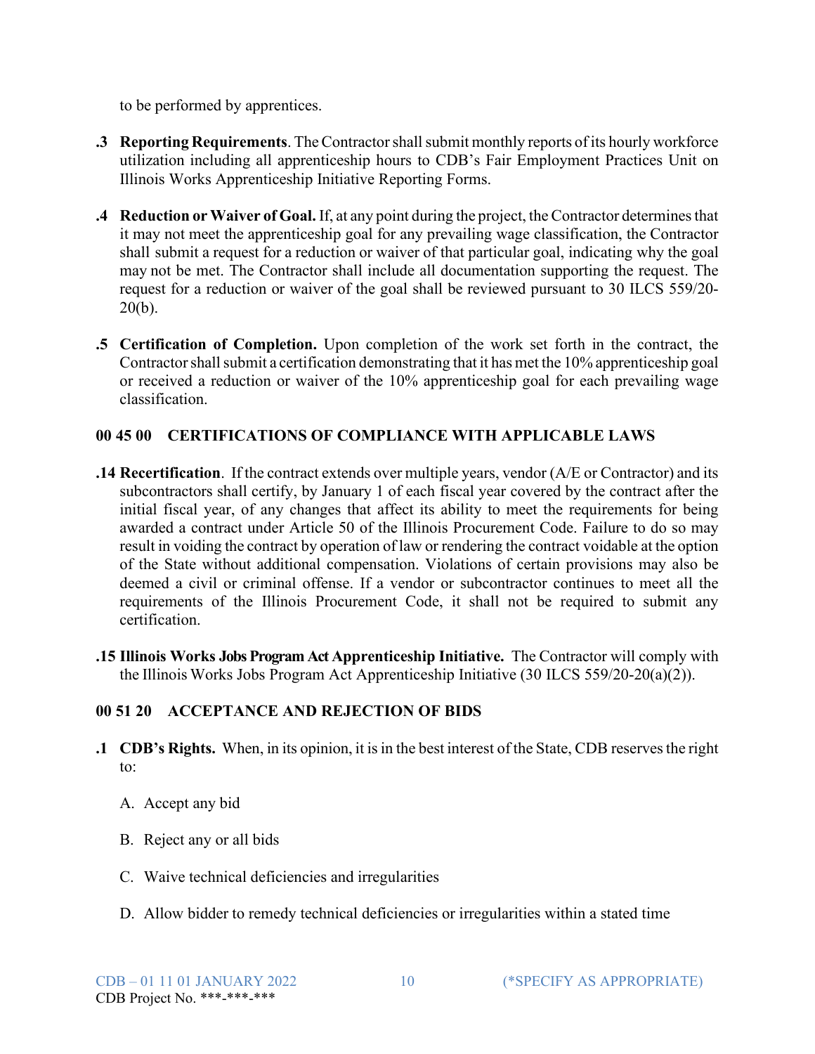to be performed by apprentices.

**.3 Reporting Requirements**. The Contractor shall submit monthly reports of its hourly workforce utilization including all apprenticeship hours to CDB's Fair Employment Practices Unit on Illinois Works Apprenticeship Initiative Reporting Forms.

**.4 Reduction or Waiver of Goal.** If, at any point during the project, the Contractor determines that it may not meet the apprenticeship goal for any prevailing wage classification, the Contractor shall submit a request for a reduction or waiver of that particular goal, indicating why the goal may not be met. The Contractor shall include all documentation supporting the request. The request for a reduction or waiver of the goal shall be reviewed pursuant to 30 ILCS 559/20-20(b).

**.5 Certification of Completion.** Upon completion of the work set forth in the contract, the Contractor shall submit a certification demonstrating that it has met the 10% apprenticeship goal or received a reduction or waiver of the 10% apprenticeship goal for each prevailing wage classification.

## 00 45 00 CERTIFICATIONS OF COMPLIANCE WITH APPLICABLE LAWS

**.14 Recertification**. If the contract extends over multiple years, vendor (A/E or Contractor) and its subcontractors shall certify, by January 1 of each fiscal year covered by the contract after the initial fiscal year, of any changes that affect its ability to meet the requirements for being awarded a contract under Article 50 of the Illinois Procurement Code. Failure to do so may result in voiding the contract by operation of law or rendering the contract voidable at the option of the State without additional compensation. Violations of certain provisions may also be deemed a civil or criminal offense. If a vendor or subcontractor continues to meet all the requirements of the Illinois Procurement Code, it shall not be required to submit any certification.

**.15 Illinois Works Jobs Program Act Apprenticeship Initiative.** The Contractor will comply with the Illinois Works Jobs Program Act Apprenticeship Initiative (30 ILCS 559/20-20(a)(2)).

## 00 51 20 ACCEPTANCE AND REJECTION OF BIDS

**.1 CDB's Rights.** When, in its opinion, it is in the best interest of the State, CDB reserves the right to:

A. Accept any bid

B. Reject any or all bids

C. Waive technical deficiencies and irregularities

D. Allow bidder to remedy technical deficiencies or irregularities within a stated time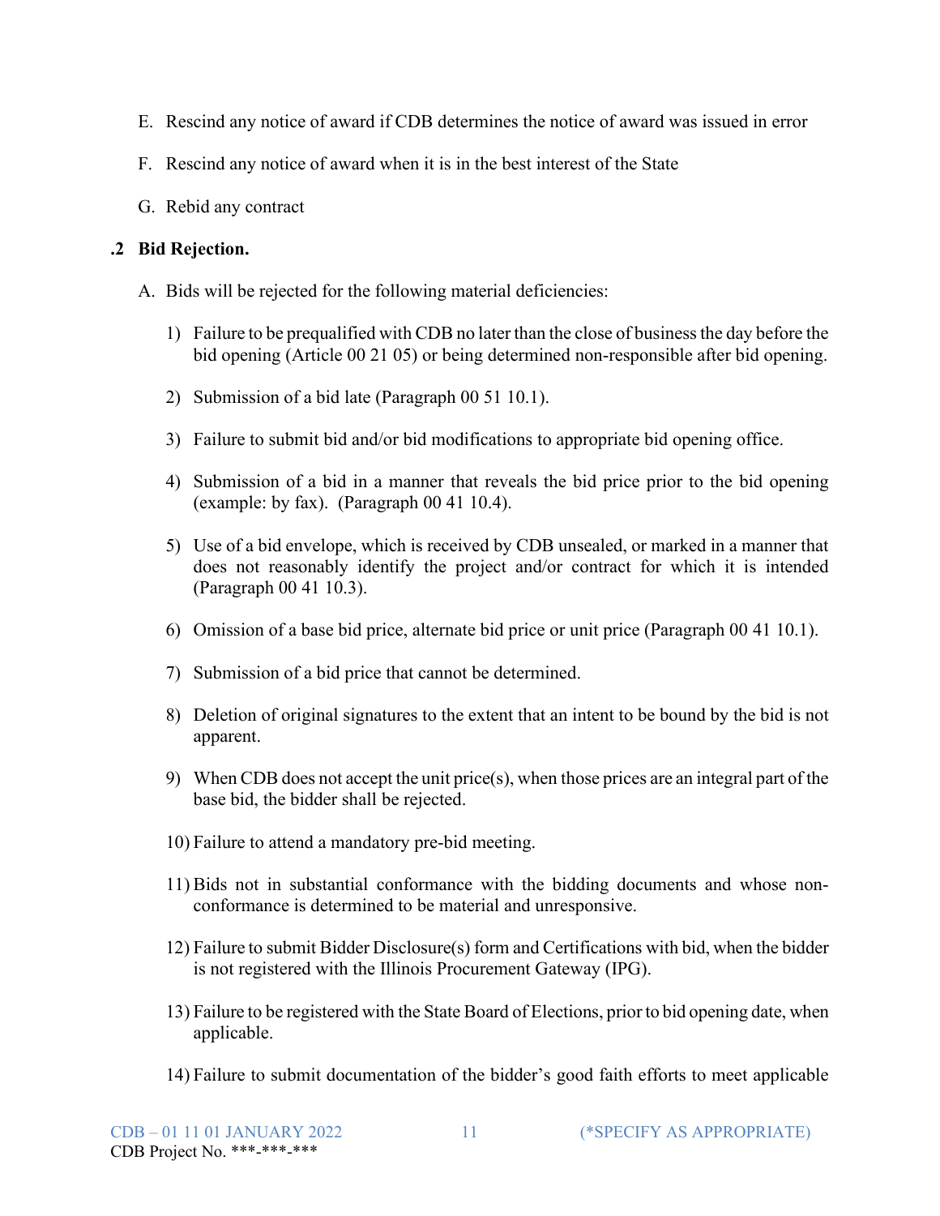E. Rescind any notice of award if CDB determines the notice of award was issued in error

F. Rescind any notice of award when it is in the best interest of the State

G. Rebid any contract

**.2 Bid Rejection.**

A. Bids will be rejected for the following material deficiencies:

1) Failure to be prequalified with CDB no later than the close of business the day before the bid opening (Article 00 21 05) or being determined non-responsible after bid opening.

2) Submission of a bid late (Paragraph 00 51 10.1).

3) Failure to submit bid and/or bid modifications to appropriate bid opening office.

4) Submission of a bid in a manner that reveals the bid price prior to the bid opening (example: by fax). (Paragraph 00 41 10.4).

5) Use of a bid envelope, which is received by CDB unsealed, or marked in a manner that does not reasonably identify the project and/or contract for which it is intended (Paragraph 00 41 10.3).

6) Omission of a base bid price, alternate bid price or unit price (Paragraph 00 41 10.1).

7) Submission of a bid price that cannot be determined.

8) Deletion of original signatures to the extent that an intent to be bound by the bid is not apparent.

9) When CDB does not accept the unit price(s), when those prices are an integral part of the base bid, the bidder shall be rejected.

10) Failure to attend a mandatory pre-bid meeting.

11) Bids not in substantial conformance with the bidding documents and whose non-conformance is determined to be material and unresponsive.

12) Failure to submit Bidder Disclosure(s) form and Certifications with bid, when the bidder is not registered with the Illinois Procurement Gateway (IPG).

13) Failure to be registered with the State Board of Elections, prior to bid opening date, when applicable.

14) Failure to submit documentation of the bidder's good faith efforts to meet applicable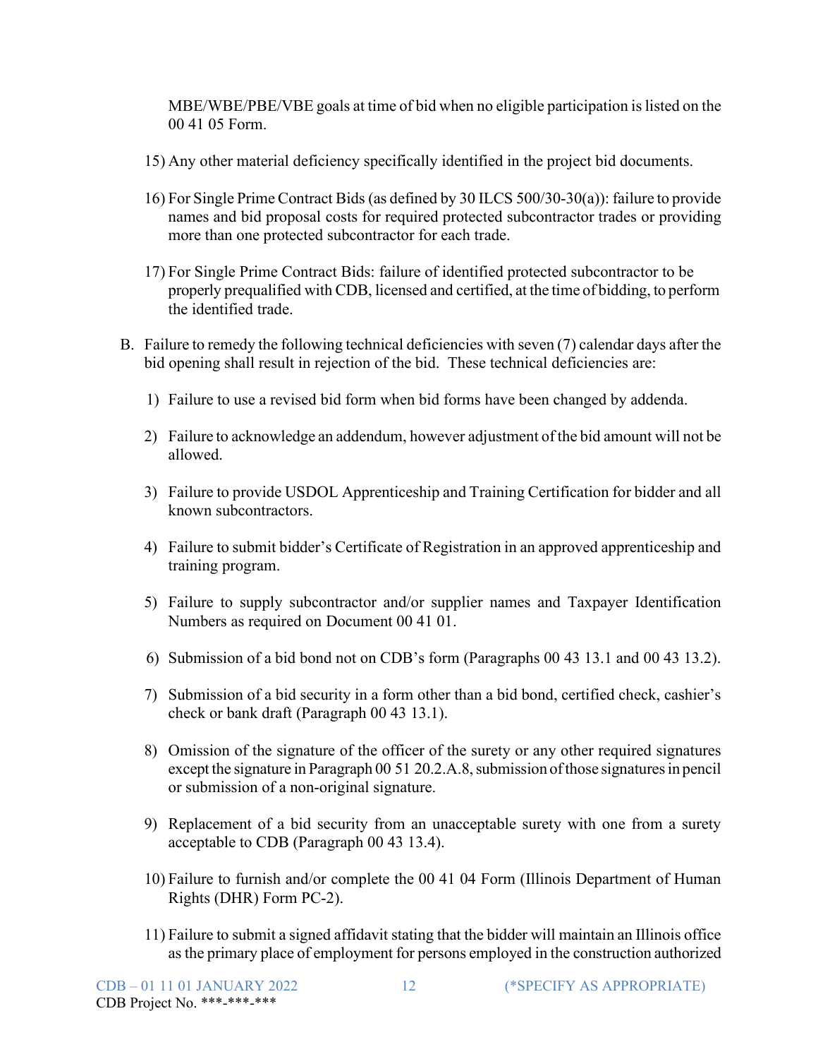MBE/WBE/PBE/VBE goals at time of bid when no eligible participation is listed on the 00 41 05 Form.

15) Any other material deficiency specifically identified in the project bid documents.

16) For Single Prime Contract Bids (as defined by 30 ILCS 500/30-30(a)): failure to provide names and bid proposal costs for required protected subcontractor trades or providing more than one protected subcontractor for each trade.

17) For Single Prime Contract Bids: failure of identified protected subcontractor to be properly prequalified with CDB, licensed and certified, at the time of bidding, to perform the identified trade.

B. Failure to remedy the following technical deficiencies with seven (7) calendar days after the bid opening shall result in rejection of the bid. These technical deficiencies are:

1) Failure to use a revised bid form when bid forms have been changed by addenda.

2) Failure to acknowledge an addendum, however adjustment of the bid amount will not be allowed.

3) Failure to provide USDOL Apprenticeship and Training Certification for bidder and all known subcontractors.

4) Failure to submit bidder's Certificate of Registration in an approved apprenticeship and training program.

5) Failure to supply subcontractor and/or supplier names and Taxpayer Identification Numbers as required on Document 00 41 01.

6) Submission of a bid bond not on CDB's form (Paragraphs 00 43 13.1 and 00 43 13.2).

7) Submission of a bid security in a form other than a bid bond, certified check, cashier's check or bank draft (Paragraph 00 43 13.1).

8) Omission of the signature of the officer of the surety or any other required signatures except the signature in Paragraph 00 51 20.2.A.8, submission of those signatures in pencil or submission of a non-original signature.

9) Replacement of a bid security from an unacceptable surety with one from a surety acceptable to CDB (Paragraph 00 43 13.4).

10) Failure to furnish and/or complete the 00 41 04 Form (Illinois Department of Human Rights (DHR) Form PC-2).

11) Failure to submit a signed affidavit stating that the bidder will maintain an Illinois office as the primary place of employment for persons employed in the construction authorized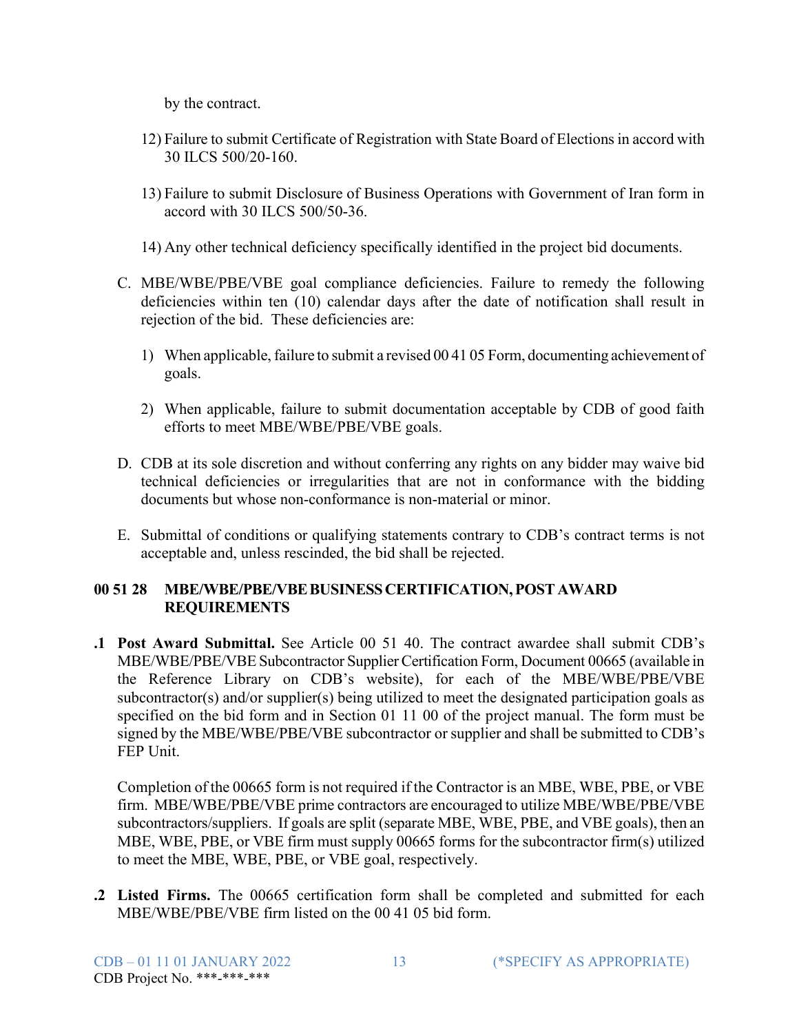by the contract.

12) Failure to submit Certificate of Registration with State Board of Elections in accord with 30 ILCS 500/20-160.

13) Failure to submit Disclosure of Business Operations with Government of Iran form in accord with 30 ILCS 500/50-36.

14) Any other technical deficiency specifically identified in the project bid documents.

C. MBE/WBE/PBE/VBE goal compliance deficiencies. Failure to remedy the following deficiencies within ten (10) calendar days after the date of notification shall result in rejection of the bid. These deficiencies are:

1) When applicable, failure to submit a revised 00 41 05 Form, documenting achievement of goals.

2) When applicable, failure to submit documentation acceptable by CDB of good faith efforts to meet MBE/WBE/PBE/VBE goals.

D. CDB at its sole discretion and without conferring any rights on any bidder may waive bid technical deficiencies or irregularities that are not in conformance with the bidding documents but whose non-conformance is non-material or minor.

E. Submittal of conditions or qualifying statements contrary to CDB's contract terms is not acceptable and, unless rescinded, the bid shall be rejected.

## 00 51 28 MBE/WBE/PBE/VBE BUSINESS CERTIFICATION, POST AWARD REQUIREMENTS

**.1 Post Award Submittal.** See Article 00 51 40. The contract awardee shall submit CDB's MBE/WBE/PBE/VBE Subcontractor Supplier Certification Form, Document 00665 (available in the Reference Library on CDB's website), for each of the MBE/WBE/PBE/VBE subcontractor(s) and/or supplier(s) being utilized to meet the designated participation goals as specified on the bid form and in Section 01 11 00 of the project manual. The form must be signed by the MBE/WBE/PBE/VBE subcontractor or supplier and shall be submitted to CDB's FEP Unit.

Completion of the 00665 form is not required if the Contractor is an MBE, WBE, PBE, or VBE firm. MBE/WBE/PBE/VBE prime contractors are encouraged to utilize MBE/WBE/PBE/VBE subcontractors/suppliers. If goals are split (separate MBE, WBE, PBE, and VBE goals), then an MBE, WBE, PBE, or VBE firm must supply 00665 forms for the subcontractor firm(s) utilized to meet the MBE, WBE, PBE, or VBE goal, respectively.

**.2 Listed Firms.** The 00665 certification form shall be completed and submitted for each MBE/WBE/PBE/VBE firm listed on the 00 41 05 bid form.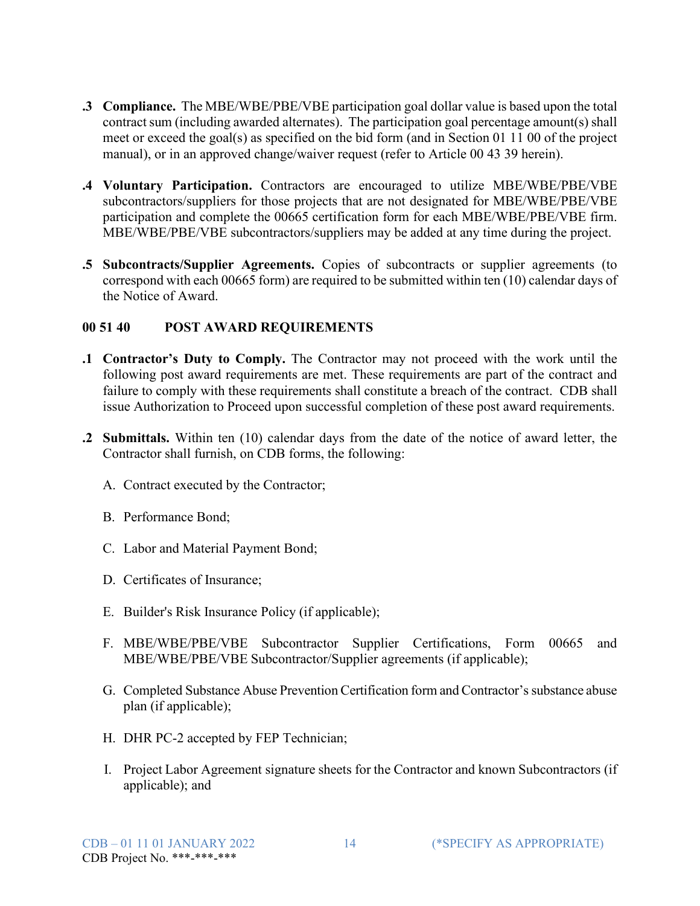**.3 Compliance.** The MBE/WBE/PBE/VBE participation goal dollar value is based upon the total contract sum (including awarded alternates). The participation goal percentage amount(s) shall meet or exceed the goal(s) as specified on the bid form (and in Section 01 11 00 of the project manual), or in an approved change/waiver request (refer to Article 00 43 39 herein).

**.4 Voluntary Participation.** Contractors are encouraged to utilize MBE/WBE/PBE/VBE subcontractors/suppliers for those projects that are not designated for MBE/WBE/PBE/VBE participation and complete the 00665 certification form for each MBE/WBE/PBE/VBE firm. MBE/WBE/PBE/VBE subcontractors/suppliers may be added at any time during the project.

**.5 Subcontracts/Supplier Agreements.** Copies of subcontracts or supplier agreements (to correspond with each 00665 form) are required to be submitted within ten (10) calendar days of the Notice of Award.

## 00 51 40 POST AWARD REQUIREMENTS

**.1 Contractor's Duty to Comply.** The Contractor may not proceed with the work until the following post award requirements are met. These requirements are part of the contract and failure to comply with these requirements shall constitute a breach of the contract. CDB shall issue Authorization to Proceed upon successful completion of these post award requirements.

**.2 Submittals.** Within ten (10) calendar days from the date of the notice of award letter, the Contractor shall furnish, on CDB forms, the following:

A. Contract executed by the Contractor;

B. Performance Bond;

C. Labor and Material Payment Bond;

D. Certificates of Insurance;

E. Builder's Risk Insurance Policy (if applicable);

F. MBE/WBE/PBE/VBE Subcontractor Supplier Certifications, Form 00665 and MBE/WBE/PBE/VBE Subcontractor/Supplier agreements (if applicable);

G. Completed Substance Abuse Prevention Certification form and Contractor's substance abuse plan (if applicable);

H. DHR PC-2 accepted by FEP Technician;

I. Project Labor Agreement signature sheets for the Contractor and known Subcontractors (if applicable); and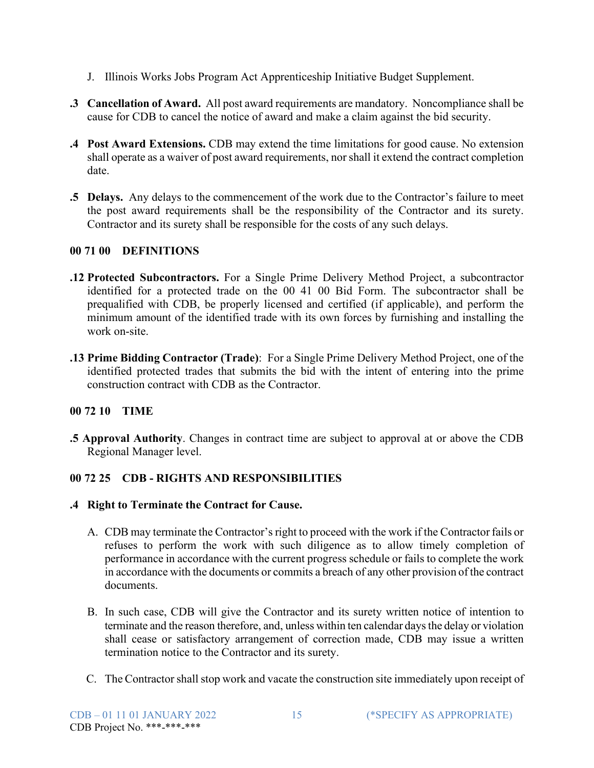J. Illinois Works Jobs Program Act Apprenticeship Initiative Budget Supplement.

**.3 Cancellation of Award.** All post award requirements are mandatory. Noncompliance shall be cause for CDB to cancel the notice of award and make a claim against the bid security.

**.4 Post Award Extensions.** CDB may extend the time limitations for good cause. No extension shall operate as a waiver of post award requirements, nor shall it extend the contract completion date.

**.5 Delays.** Any delays to the commencement of the work due to the Contractor's failure to meet the post award requirements shall be the responsibility of the Contractor and its surety. Contractor and its surety shall be responsible for the costs of any such delays.

## 00 71 00 DEFINITIONS

**.12 Protected Subcontractors.** For a Single Prime Delivery Method Project, a subcontractor identified for a protected trade on the 00 41 00 Bid Form. The subcontractor shall be prequalified with CDB, be properly licensed and certified (if applicable), and perform the minimum amount of the identified trade with its own forces by furnishing and installing the work on-site.

**.13 Prime Bidding Contractor (Trade)**: For a Single Prime Delivery Method Project, one of the identified protected trades that submits the bid with the intent of entering into the prime construction contract with CDB as the Contractor.

## 00 72 10 TIME

**.5 Approval Authority**. Changes in contract time are subject to approval at or above the CDB Regional Manager level.

## 00 72 25 CDB - RIGHTS AND RESPONSIBILITIES

**.4 Right to Terminate the Contract for Cause.**

A. CDB may terminate the Contractor's right to proceed with the work if the Contractor fails or refuses to perform the work with such diligence as to allow timely completion of performance in accordance with the current progress schedule or fails to complete the work in accordance with the documents or commits a breach of any other provision of the contract documents.

B. In such case, CDB will give the Contractor and its surety written notice of intention to terminate and the reason therefore, and, unless within ten calendar days the delay or violation shall cease or satisfactory arrangement of correction made, CDB may issue a written termination notice to the Contractor and its surety.

C. The Contractor shall stop work and vacate the construction site immediately upon receipt of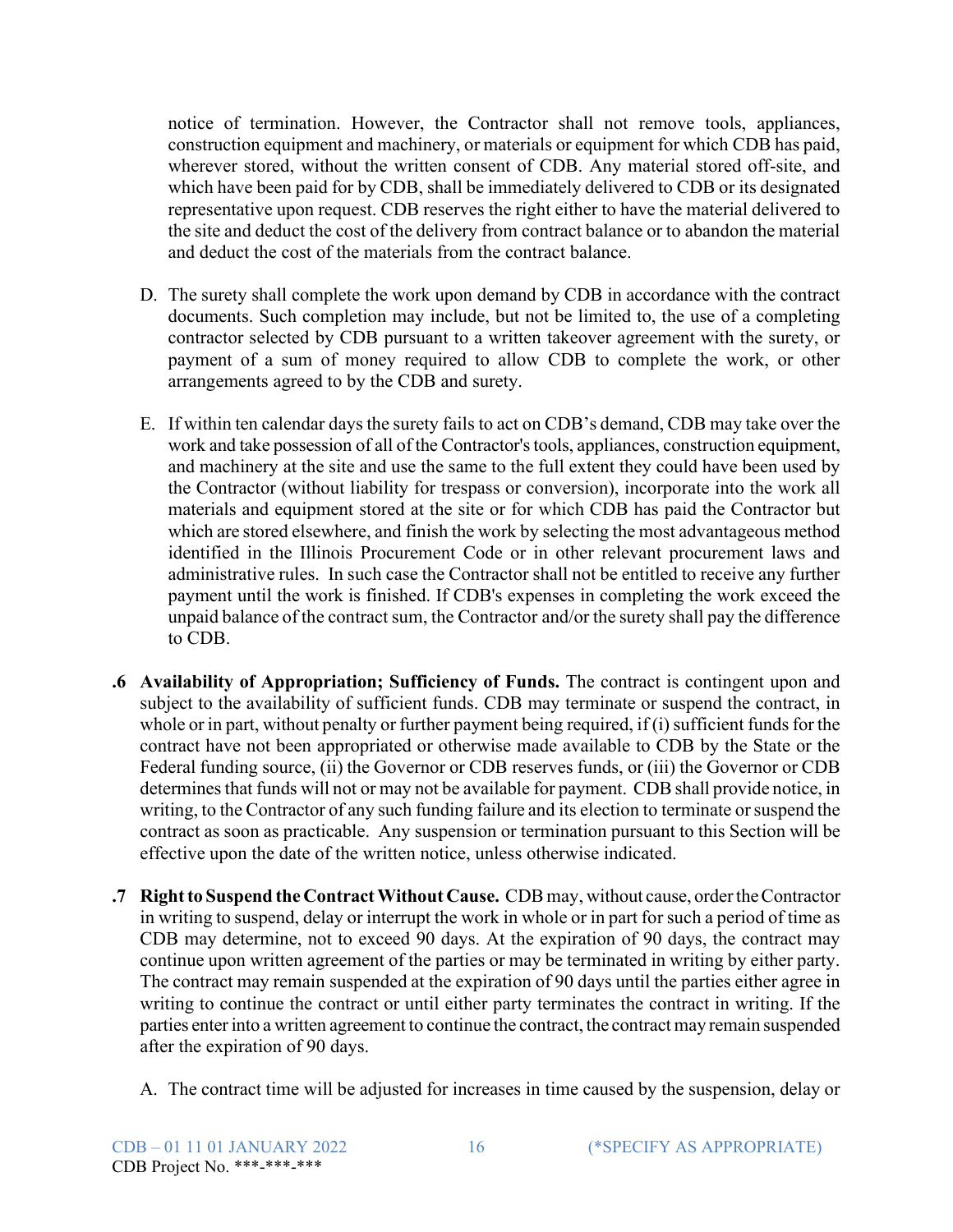notice of termination. However, the Contractor shall not remove tools, appliances, construction equipment and machinery, or materials or equipment for which CDB has paid, wherever stored, without the written consent of CDB. Any material stored off-site, and which have been paid for by CDB, shall be immediately delivered to CDB or its designated representative upon request. CDB reserves the right either to have the material delivered to the site and deduct the cost of the delivery from contract balance or to abandon the material and deduct the cost of the materials from the contract balance.

D. The surety shall complete the work upon demand by CDB in accordance with the contract documents. Such completion may include, but not be limited to, the use of a completing contractor selected by CDB pursuant to a written takeover agreement with the surety, or payment of a sum of money required to allow CDB to complete the work, or other arrangements agreed to by the CDB and surety.

E. If within ten calendar days the surety fails to act on CDB's demand, CDB may take over the work and take possession of all of the Contractor's tools, appliances, construction equipment, and machinery at the site and use the same to the full extent they could have been used by the Contractor (without liability for trespass or conversion), incorporate into the work all materials and equipment stored at the site or for which CDB has paid the Contractor but which are stored elsewhere, and finish the work by selecting the most advantageous method identified in the Illinois Procurement Code or in other relevant procurement laws and administrative rules. In such case the Contractor shall not be entitled to receive any further payment until the work is finished. If CDB's expenses in completing the work exceed the unpaid balance of the contract sum, the Contractor and/or the surety shall pay the difference to CDB.

**.6 Availability of Appropriation; Sufficiency of Funds.** The contract is contingent upon and subject to the availability of sufficient funds. CDB may terminate or suspend the contract, in whole or in part, without penalty or further payment being required, if (i) sufficient funds for the contract have not been appropriated or otherwise made available to CDB by the State or the Federal funding source, (ii) the Governor or CDB reserves funds, or (iii) the Governor or CDB determines that funds will not or may not be available for payment. CDB shall provide notice, in writing, to the Contractor of any such funding failure and its election to terminate or suspend the contract as soon as practicable. Any suspension or termination pursuant to this Section will be effective upon the date of the written notice, unless otherwise indicated.

**.7 Right to Suspend the Contract Without Cause.** CDB may, without cause, order the Contractor in writing to suspend, delay or interrupt the work in whole or in part for such a period of time as CDB may determine, not to exceed 90 days. At the expiration of 90 days, the contract may continue upon written agreement of the parties or may be terminated in writing by either party. The contract may remain suspended at the expiration of 90 days until the parties either agree in writing to continue the contract or until either party terminates the contract in writing. If the parties enter into a written agreement to continue the contract, the contract may remain suspended after the expiration of 90 days.

A. The contract time will be adjusted for increases in time caused by the suspension, delay or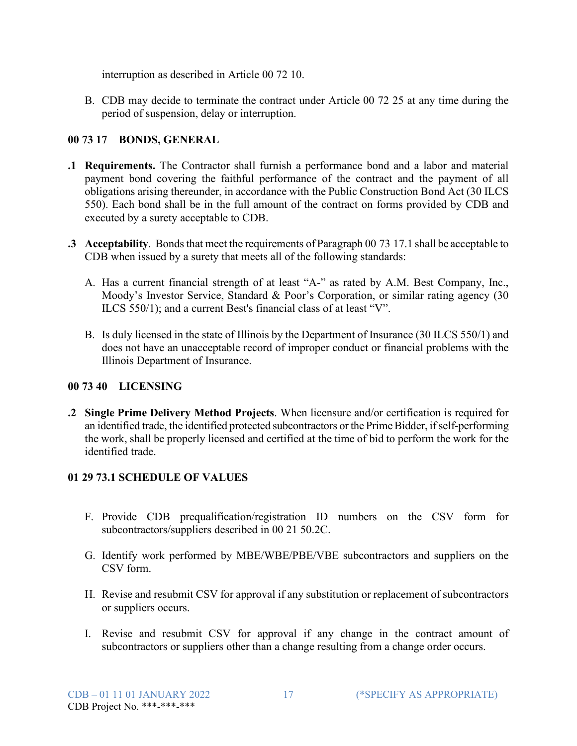interruption as described in Article 00 72 10.

B. CDB may decide to terminate the contract under Article 00 72 25 at any time during the period of suspension, delay or interruption.

## 00 73 17 BONDS, GENERAL

**.1 Requirements.** The Contractor shall furnish a performance bond and a labor and material payment bond covering the faithful performance of the contract and the payment of all obligations arising thereunder, in accordance with the Public Construction Bond Act (30 ILCS 550). Each bond shall be in the full amount of the contract on forms provided by CDB and executed by a surety acceptable to CDB.

**.3 Acceptability**. Bonds that meet the requirements of Paragraph 00 73 17.1 shall be acceptable to CDB when issued by a surety that meets all of the following standards:

A. Has a current financial strength of at least "A-" as rated by A.M. Best Company, Inc., Moody's Investor Service, Standard & Poor's Corporation, or similar rating agency (30 ILCS 550/1); and a current Best's financial class of at least "V".

B. Is duly licensed in the state of Illinois by the Department of Insurance (30 ILCS 550/1) and does not have an unacceptable record of improper conduct or financial problems with the Illinois Department of Insurance.

## 00 73 40 LICENSING

**.2 Single Prime Delivery Method Projects**. When licensure and/or certification is required for an identified trade, the identified protected subcontractors or the Prime Bidder, if self-performing the work, shall be properly licensed and certified at the time of bid to perform the work for the identified trade.

## 01 29 73.1 SCHEDULE OF VALUES

F. Provide CDB prequalification/registration ID numbers on the CSV form for subcontractors/suppliers described in 00 21 50.2C.

G. Identify work performed by MBE/WBE/PBE/VBE subcontractors and suppliers on the CSV form.

H. Revise and resubmit CSV for approval if any substitution or replacement of subcontractors or suppliers occurs.

I. Revise and resubmit CSV for approval if any change in the contract amount of subcontractors or suppliers other than a change resulting from a change order occurs.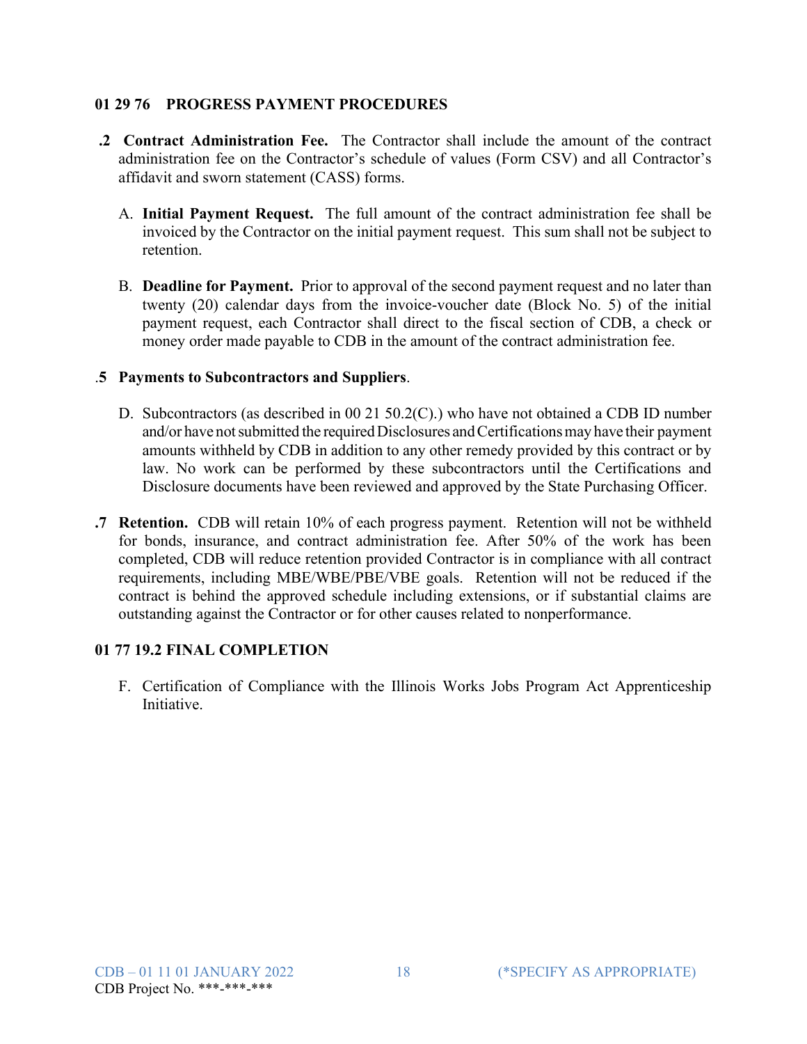## 01 29 76 PROGRESS PAYMENT PROCEDURES

**.2 Contract Administration Fee.** The Contractor shall include the amount of the contract administration fee on the Contractor's schedule of values (Form CSV) and all Contractor's affidavit and sworn statement (CASS) forms.

A. **Initial Payment Request.** The full amount of the contract administration fee shall be invoiced by the Contractor on the initial payment request. This sum shall not be subject to retention.

B. **Deadline for Payment.** Prior to approval of the second payment request and no later than twenty (20) calendar days from the invoice-voucher date (Block No. 5) of the initial payment request, each Contractor shall direct to the fiscal section of CDB, a check or money order made payable to CDB in the amount of the contract administration fee.

**.5 Payments to Subcontractors and Suppliers**.

D. Subcontractors (as described in 00 21 50.2(C).) who have not obtained a CDB ID number and/or have not submitted the required Disclosures and Certifications may have their payment amounts withheld by CDB in addition to any other remedy provided by this contract or by law. No work can be performed by these subcontractors until the Certifications and Disclosure documents have been reviewed and approved by the State Purchasing Officer.

**.7 Retention.** CDB will retain 10% of each progress payment. Retention will not be withheld for bonds, insurance, and contract administration fee. After 50% of the work has been completed, CDB will reduce retention provided Contractor is in compliance with all contract requirements, including MBE/WBE/PBE/VBE goals. Retention will not be reduced if the contract is behind the approved schedule including extensions, or if substantial claims are outstanding against the Contractor or for other causes related to nonperformance.

## 01 77 19.2 FINAL COMPLETION

F. Certification of Compliance with the Illinois Works Jobs Program Act Apprenticeship Initiative.